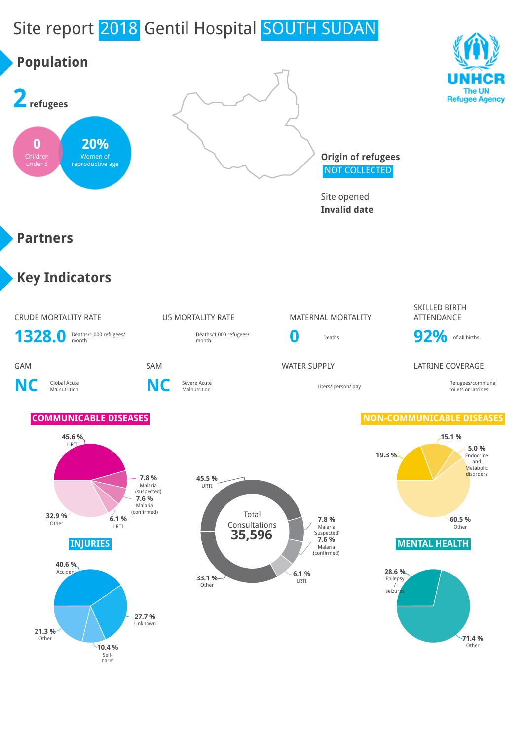# Site report 2018 Gentil Hospital SOUTH SUDAN

UNHCR
The UN Refugee Agency

## Population

**2** refugees

**0** Children under 5

**20%** Women of reproductive age

**Origin of refugees**
NOT COLLECTED

Site opened
**Invalid date**

## Partners

## Key Indicators

| CRUDE MORTALITY RATE | U5 MORTALITY RATE | MATERNAL MORTALITY | SKILLED BIRTH ATTENDANCE |
|---|---|---|---|
| **1328.0** Deaths/1,000 refugees/ month | Deaths/1,000 refugees/ month | **0** Deaths | **92%** of all births |

| GAM | SAM | WATER SUPPLY | LATRINE COVERAGE |
|---|---|---|---|
| **NC** Global Acute Malnutrition | **NC** Severe Acute Malnutrition | Liters/ person/ day | Refugees/communal toilets or latrines |

### COMMUNICABLE DISEASES

- 45.6 % URTI
- 7.8 % Malaria (suspected)
- 7.6 % Malaria (confirmed)
- 6.1 % LRTI
- 32.9 % Other

Total Consultations **35,596**

- 45.5 % URTI
- 7.8 % Malaria (suspected)
- 7.6 % Malaria (confirmed)
- 6.1 % LRTI
- 33.1 % Other

### NON-COMMUNICABLE DISEASES

- 15.1 %
- 5.0 % Endocrine and Metabolic disorders
- 19.3 %
- 60.5 % Other

### INJURIES

- 40.6 % Accident
- 27.7 % Unknown
- 10.4 % Self-harm
- 21.3 % Other

### MENTAL HEALTH

- 28.6 % Epilepsy / seizures
- 71.4 % Other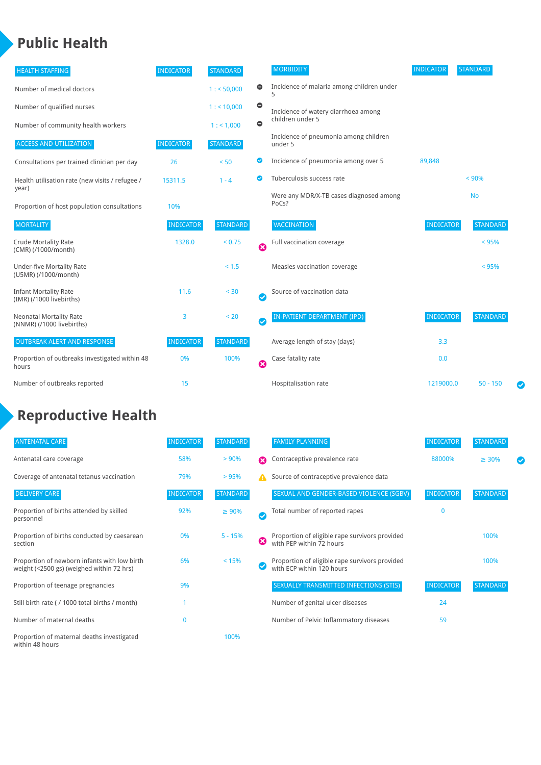# Public Health

| HEALTH STAFFING | INDICATOR | STANDARD | |
|---|---|---|---|
| Number of medical doctors | | 1 : < 50,000 | ⊖ |
| Number of qualified nurses | | 1 : < 10,000 | ⊖ |
| Number of community health workers | | 1 : < 1,000 | ⊖ |

| ACCESS AND UTILIZATION | INDICATOR | STANDARD | |
|---|---|---|---|
| Consultations per trained clinician per day | 26 | < 50 | ✔ |
| Health utilisation rate (new visits / refugee / year) | 15311.5 | 1 - 4 | ✔ |
| Proportion of host population consultations | 10% | | |

| MORTALITY | INDICATOR | STANDARD | |
|---|---|---|---|
| Crude Mortality Rate (CMR) (/1000/month) | 1328.0 | < 0.75 | ✖ |
| Under-five Mortality Rate (U5MR) (/1000/month) | | < 1.5 | |
| Infant Mortality Rate (IMR) (/1000 livebirths) | 11.6 | < 30 | ✔ |
| Neonatal Mortality Rate (NNMR) (/1000 livebirths) | 3 | < 20 | ✔ |

| OUTBREAK ALERT AND RESPONSE | INDICATOR | STANDARD | |
|---|---|---|---|
| Proportion of outbreaks investigated within 48 hours | 0% | 100% | ✖ |
| Number of outbreaks reported | 15 | | |

| MORBIDITY | INDICATOR | STANDARD | |
|---|---|---|---|
| Incidence of malaria among children under 5 | | | |
| Incidence of watery diarrhoea among children under 5 | | | |
| Incidence of pneumonia among children under 5 | | | |
| Incidence of pneumonia among over 5 | 89,848 | | |
| Tuberculosis success rate | | < 90% | |
| Were any MDR/X-TB cases diagnosed among PoCs? | | No | |

| VACCINATION | INDICATOR | STANDARD | |
|---|---|---|---|
| Full vaccination coverage | | < 95% | |
| Measles vaccination coverage | | < 95% | |
| Source of vaccination data | | | |

| IN-PATIENT DEPARTMENT (IPD) | INDICATOR | STANDARD | |
|---|---|---|---|
| Average length of stay (days) | 3.3 | | |
| Case fatality rate | 0.0 | | |
| Hospitalisation rate | 1219000.0 | 50 - 150 | ✔ |

# Reproductive Health

| ANTENATAL CARE | INDICATOR | STANDARD | |
|---|---|---|---|
| Antenatal care coverage | 58% | > 90% | ✖ |
| Coverage of antenatal tetanus vaccination | 79% | > 95% | ⚠ |

| DELIVERY CARE | INDICATOR | STANDARD | |
|---|---|---|---|
| Proportion of births attended by skilled personnel | 92% | ≥ 90% | ✔ |
| Proportion of births conducted by caesarean section | 0% | 5 - 15% | ✖ |
| Proportion of newborn infants with low birth weight (<2500 gs) (weighed within 72 hrs) | 6% | < 15% | ✔ |
| Proportion of teenage pregnancies | 9% | | |
| Still birth rate ( / 1000 total births / month) | 1 | | |
| Number of maternal deaths | 0 | | |
| Proportion of maternal deaths investigated within 48 hours | | 100% | |

| FAMILY PLANNING | INDICATOR | STANDARD | |
|---|---|---|---|
| Contraceptive prevalence rate | 88000% | ≥ 30% | ✔ |
| Source of contraceptive prevalence data | | | |

| SEXUAL AND GENDER-BASED VIOLENCE (SGBV) | INDICATOR | STANDARD |
|---|---|---|
| Total number of reported rapes | 0 | |
| Proportion of eligible rape survivors provided with PEP within 72 hours | | 100% |
| Proportion of eligible rape survivors provided with ECP within 120 hours | | 100% |

| SEXUALLY TRANSMITTED INFECTIONS (STIS) | INDICATOR | STANDARD |
|---|---|---|
| Number of genital ulcer diseases | 24 | |
| Number of Pelvic Inflammatory diseases | 59 | |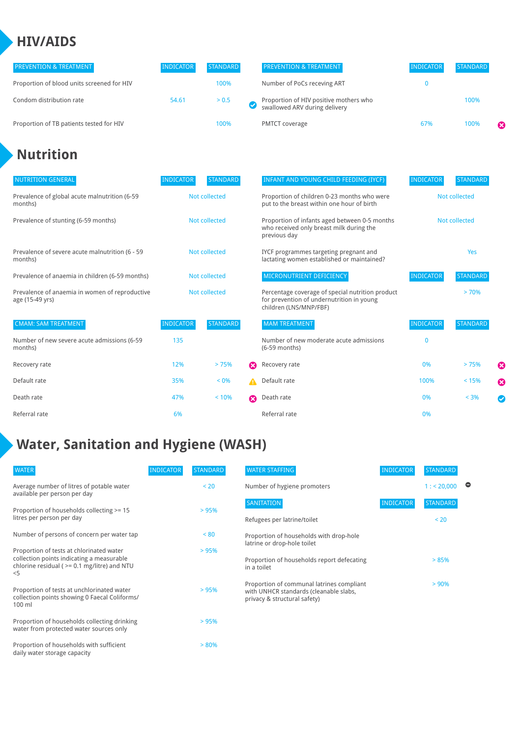# HIV/AIDS

| PREVENTION & TREATMENT | INDICATOR | STANDARD | |
|---|---|---|---|
| Proportion of blood units screened for HIV | | 100% | |
| Condom distribution rate | 54.61 | > 0.5 | ✔ |
| Proportion of TB patients tested for HIV | | 100% | |

| PREVENTION & TREATMENT | INDICATOR | STANDARD | |
|---|---|---|---|
| Number of PoCs receving ART | 0 | | |
| Proportion of HIV positive mothers who swallowed ARV during delivery | | 100% | |
| PMTCT coverage | 67% | 100% | ✖ |

# Nutrition

| NUTRITION GENERAL | INDICATOR | STANDARD |
|---|---|---|
| Prevalence of global acute malnutrition (6-59 months) | Not collected | |
| Prevalence of stunting (6-59 months) | Not collected | |
| Prevalence of severe acute malnutrition (6 - 59 months) | Not collected | |
| Prevalence of anaemia in children (6-59 months) | Not collected | |
| Prevalence of anaemia in women of reproductive age (15-49 yrs) | Not collected | |

| INFANT AND YOUNG CHILD FEEDING (IYCF) | INDICATOR | STANDARD |
|---|---|---|
| Proportion of children 0-23 months who were put to the breast within one hour of birth | Not collected | |
| Proportion of infants aged between 0-5 months who received only breast milk during the previous day | Not collected | |
| IYCF programmes targeting pregnant and lactating women established or maintained? | | Yes |

| MICRONUTRIENT DEFICIENCY | INDICATOR | STANDARD |
|---|---|---|
| Percentage coverage of special nutrition product for prevention of undernutrition in young children (LNS/MNP/FBF) | | > 70% |

| CMAM: SAM TREATMENT | INDICATOR | STANDARD | |
|---|---|---|---|
| Number of new severe acute admissions (6-59 months) | 135 | | |
| Recovery rate | 12% | > 75% | ✖ |
| Default rate | 35% | < 0% | ⚠ |
| Death rate | 47% | < 10% | ✖ |
| Referral rate | 6% | | |

| MAM TREATMENT | INDICATOR | STANDARD | |
|---|---|---|---|
| Number of new moderate acute admissions (6-59 months) | 0 | | |
| Recovery rate | 0% | > 75% | ✖ |
| Default rate | 100% | < 15% | ✖ |
| Death rate | 0% | < 3% | ✔ |
| Referral rate | 0% | | |

# Water, Sanitation and Hygiene (WASH)

| WATER | INDICATOR | STANDARD |
|---|---|---|
| Average number of litres of potable water available per person per day | | < 20 |
| Proportion of households collecting >= 15 litres per person per day | | > 95% |
| Number of persons of concern per water tap | | < 80 |
| Proportion of tests at chlorinated water collection points indicating a measurable chlorine residual ( >= 0.1 mg/litre) and NTU <5 | | > 95% |
| Proportion of tests at unchlorinated water collection points showing 0 Faecal Coliforms/ 100 ml | | > 95% |
| Proportion of households collecting drinking water from protected water sources only | | > 95% |
| Proportion of households with sufficient daily water storage capacity | | > 80% |

| WATER STAFFING | INDICATOR | STANDARD | |
|---|---|---|---|
| Number of hygiene promoters | | 1 : < 20,000 | ⊖ |

| SANITATION | INDICATOR | STANDARD |
|---|---|---|
| Refugees per latrine/toilet | | < 20 |
| Proportion of households with drop-hole latrine or drop-hole toilet | | |
| Proportion of households report defecating in a toilet | | > 85% |
| Proportion of communal latrines compliant with UNHCR standards (cleanable slabs, privacy & structural safety) | | > 90% |